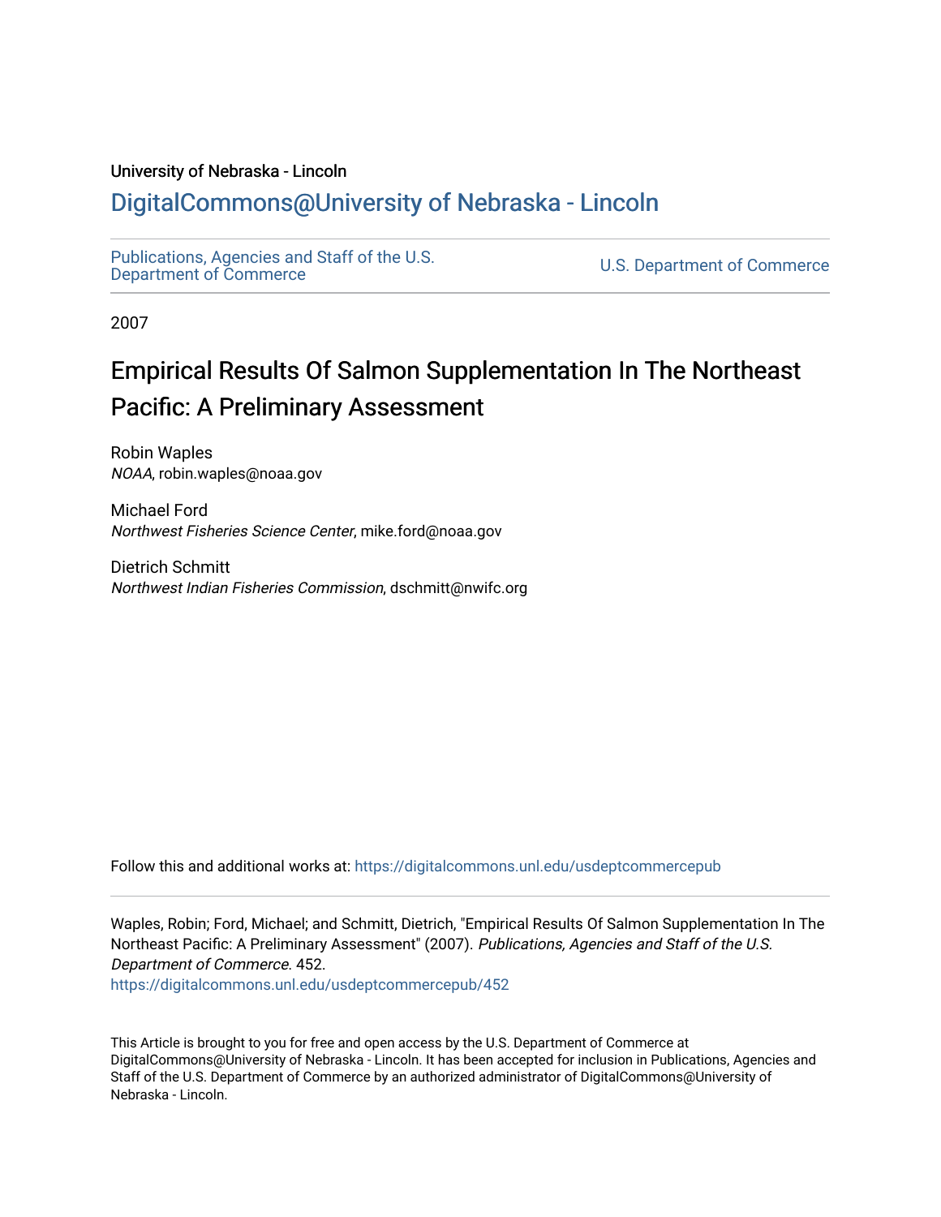University of Nebraska - Lincoln

## DigitalCommons@University of Nebraska - Lincoln

Publications, Agencies and Staff of the U.S. Department of Commerce

U.S. Department of Commerce

2007

# Empirical Results Of Salmon Supplementation In The Northeast Pacific: A Preliminary Assessment

Robin Waples
*NOAA*, robin.waples@noaa.gov

Michael Ford
*Northwest Fisheries Science Center*, mike.ford@noaa.gov

Dietrich Schmitt
*Northwest Indian Fisheries Commission*, dschmitt@nwifc.org

Follow this and additional works at: https://digitalcommons.unl.edu/usdeptcommercepub

Waples, Robin; Ford, Michael; and Schmitt, Dietrich, "Empirical Results Of Salmon Supplementation In The Northeast Pacific: A Preliminary Assessment" (2007). *Publications, Agencies and Staff of the U.S. Department of Commerce*. 452.
https://digitalcommons.unl.edu/usdeptcommercepub/452

This Article is brought to you for free and open access by the U.S. Department of Commerce at DigitalCommons@University of Nebraska - Lincoln. It has been accepted for inclusion in Publications, Agencies and Staff of the U.S. Department of Commerce by an authorized administrator of DigitalCommons@University of Nebraska - Lincoln.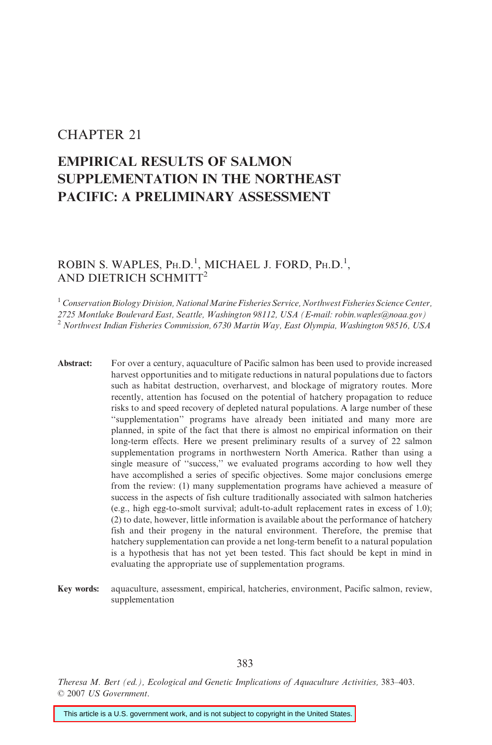CHAPTER 21

# EMPIRICAL RESULTS OF SALMON SUPPLEMENTATION IN THE NORTHEAST PACIFIC: A PRELIMINARY ASSESSMENT

ROBIN S. WAPLES, PH.D.[1], MICHAEL J. FORD, PH.D.[1], AND DIETRICH SCHMITT[2]

[1] *Conservation Biology Division, National Marine Fisheries Service, Northwest Fisheries Science Center, 2725 Montlake Boulevard East, Seattle, Washington 98112, USA (E-mail: robin.waples@noaa.gov)*
[2] *Northwest Indian Fisheries Commission, 6730 Martin Way, East Olympia, Washington 98516, USA*

**Abstract:** For over a century, aquaculture of Pacific salmon has been used to provide increased harvest opportunities and to mitigate reductions in natural populations due to factors such as habitat destruction, overharvest, and blockage of migratory routes. More recently, attention has focused on the potential of hatchery propagation to reduce risks to and speed recovery of depleted natural populations. A large number of these "supplementation" programs have already been initiated and many more are planned, in spite of the fact that there is almost no empirical information on their long-term effects. Here we present preliminary results of a survey of 22 salmon supplementation programs in northwestern North America. Rather than using a single measure of "success," we evaluated programs according to how well they have accomplished a series of specific objectives. Some major conclusions emerge from the review: (1) many supplementation programs have achieved a measure of success in the aspects of fish culture traditionally associated with salmon hatcheries (e.g., high egg-to-smolt survival; adult-to-adult replacement rates in excess of 1.0); (2) to date, however, little information is available about the performance of hatchery fish and their progeny in the natural environment. Therefore, the premise that hatchery supplementation can provide a net long-term benefit to a natural population is a hypothesis that has not yet been tested. This fact should be kept in mind in evaluating the appropriate use of supplementation programs.

**Key words:** aquaculture, assessment, empirical, hatcheries, environment, Pacific salmon, review, supplementation

*Theresa M. Bert (ed.), Ecological and Genetic Implications of Aquaculture Activities,* 383–403.
© 2007 *US Government*.

This article is a U.S. government work, and is not subject to copyright in the United States.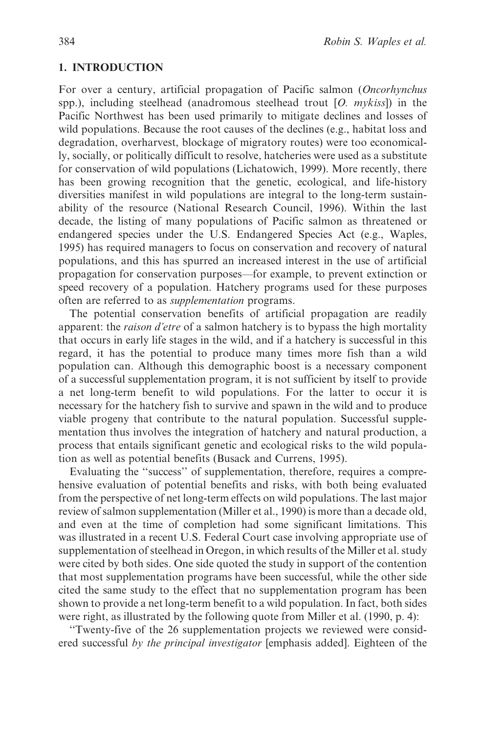## 1. INTRODUCTION

For over a century, artificial propagation of Pacific salmon (*Oncorhynchus* spp.), including steelhead (anadromous steelhead trout [*O. mykiss*]) in the Pacific Northwest has been used primarily to mitigate declines and losses of wild populations. Because the root causes of the declines (e.g., habitat loss and degradation, overharvest, blockage of migratory routes) were too economically, socially, or politically difficult to resolve, hatcheries were used as a substitute for conservation of wild populations (Lichatowich, 1999). More recently, there has been growing recognition that the genetic, ecological, and life-history diversities manifest in wild populations are integral to the long-term sustainability of the resource (National Research Council, 1996). Within the last decade, the listing of many populations of Pacific salmon as threatened or endangered species under the U.S. Endangered Species Act (e.g., Waples, 1995) has required managers to focus on conservation and recovery of natural populations, and this has spurred an increased interest in the use of artificial propagation for conservation purposes—for example, to prevent extinction or speed recovery of a population. Hatchery programs used for these purposes often are referred to as *supplementation* programs.

The potential conservation benefits of artificial propagation are readily apparent: the *raison d'etre* of a salmon hatchery is to bypass the high mortality that occurs in early life stages in the wild, and if a hatchery is successful in this regard, it has the potential to produce many times more fish than a wild population can. Although this demographic boost is a necessary component of a successful supplementation program, it is not sufficient by itself to provide a net long-term benefit to wild populations. For the latter to occur it is necessary for the hatchery fish to survive and spawn in the wild and to produce viable progeny that contribute to the natural population. Successful supplementation thus involves the integration of hatchery and natural production, a process that entails significant genetic and ecological risks to the wild population as well as potential benefits (Busack and Currens, 1995).

Evaluating the "success" of supplementation, therefore, requires a comprehensive evaluation of potential benefits and risks, with both being evaluated from the perspective of net long-term effects on wild populations. The last major review of salmon supplementation (Miller et al., 1990) is more than a decade old, and even at the time of completion had some significant limitations. This was illustrated in a recent U.S. Federal Court case involving appropriate use of supplementation of steelhead in Oregon, in which results of the Miller et al. study were cited by both sides. One side quoted the study in support of the contention that most supplementation programs have been successful, while the other side cited the same study to the effect that no supplementation program has been shown to provide a net long-term benefit to a wild population. In fact, both sides were right, as illustrated by the following quote from Miller et al. (1990, p. 4):

"Twenty-five of the 26 supplementation projects we reviewed were considered successful *by the principal investigator* [emphasis added]. Eighteen of the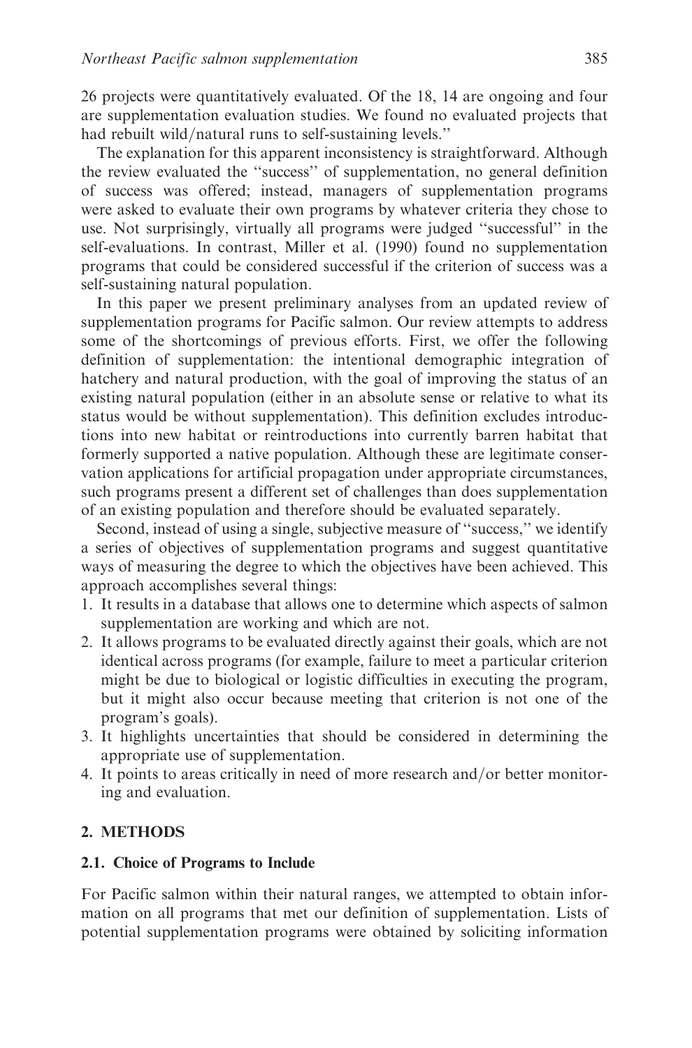26 projects were quantitatively evaluated. Of the 18, 14 are ongoing and four are supplementation evaluation studies. We found no evaluated projects that had rebuilt wild/natural runs to self-sustaining levels.''

The explanation for this apparent inconsistency is straightforward. Although the review evaluated the ''success'' of supplementation, no general definition of success was offered; instead, managers of supplementation programs were asked to evaluate their own programs by whatever criteria they chose to use. Not surprisingly, virtually all programs were judged ''successful'' in the self-evaluations. In contrast, Miller et al. (1990) found no supplementation programs that could be considered successful if the criterion of success was a self-sustaining natural population.

In this paper we present preliminary analyses from an updated review of supplementation programs for Pacific salmon. Our review attempts to address some of the shortcomings of previous efforts. First, we offer the following definition of supplementation: the intentional demographic integration of hatchery and natural production, with the goal of improving the status of an existing natural population (either in an absolute sense or relative to what its status would be without supplementation). This definition excludes introductions into new habitat or reintroductions into currently barren habitat that formerly supported a native population. Although these are legitimate conservation applications for artificial propagation under appropriate circumstances, such programs present a different set of challenges than does supplementation of an existing population and therefore should be evaluated separately.

Second, instead of using a single, subjective measure of ''success,'' we identify a series of objectives of supplementation programs and suggest quantitative ways of measuring the degree to which the objectives have been achieved. This approach accomplishes several things:

1. It results in a database that allows one to determine which aspects of salmon supplementation are working and which are not.
2. It allows programs to be evaluated directly against their goals, which are not identical across programs (for example, failure to meet a particular criterion might be due to biological or logistic difficulties in executing the program, but it might also occur because meeting that criterion is not one of the program's goals).
3. It highlights uncertainties that should be considered in determining the appropriate use of supplementation.
4. It points to areas critically in need of more research and/or better monitoring and evaluation.

## 2. METHODS

### 2.1. Choice of Programs to Include

For Pacific salmon within their natural ranges, we attempted to obtain information on all programs that met our definition of supplementation. Lists of potential supplementation programs were obtained by soliciting information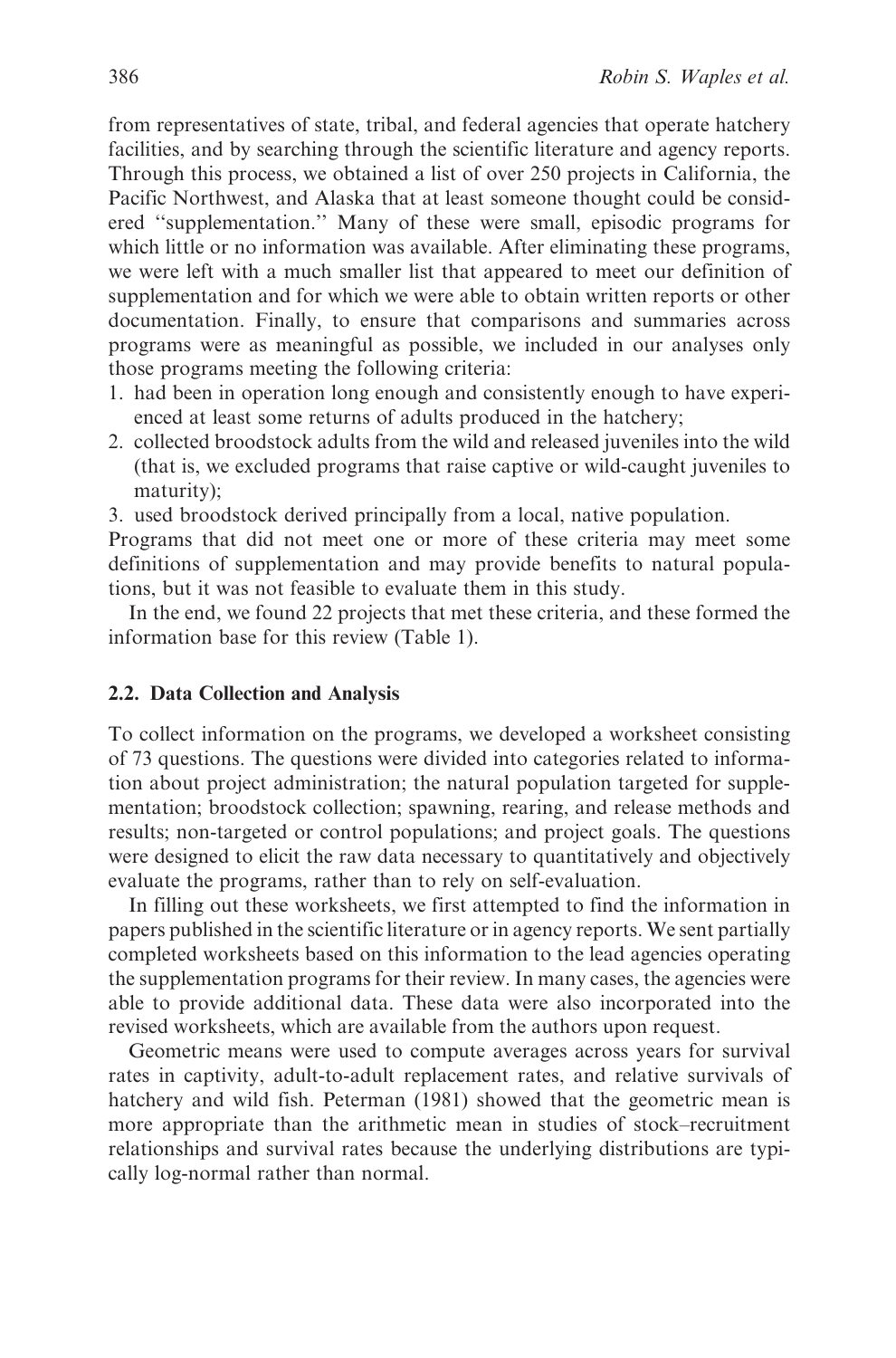from representatives of state, tribal, and federal agencies that operate hatchery facilities, and by searching through the scientific literature and agency reports. Through this process, we obtained a list of over 250 projects in California, the Pacific Northwest, and Alaska that at least someone thought could be considered ''supplementation.'' Many of these were small, episodic programs for which little or no information was available. After eliminating these programs, we were left with a much smaller list that appeared to meet our definition of supplementation and for which we were able to obtain written reports or other documentation. Finally, to ensure that comparisons and summaries across programs were as meaningful as possible, we included in our analyses only those programs meeting the following criteria:

1. had been in operation long enough and consistently enough to have experienced at least some returns of adults produced in the hatchery;
2. collected broodstock adults from the wild and released juveniles into the wild (that is, we excluded programs that raise captive or wild-caught juveniles to maturity);
3. used broodstock derived principally from a local, native population.

Programs that did not meet one or more of these criteria may meet some definitions of supplementation and may provide benefits to natural populations, but it was not feasible to evaluate them in this study.

In the end, we found 22 projects that met these criteria, and these formed the information base for this review (Table 1).

### 2.2. Data Collection and Analysis

To collect information on the programs, we developed a worksheet consisting of 73 questions. The questions were divided into categories related to information about project administration; the natural population targeted for supplementation; broodstock collection; spawning, rearing, and release methods and results; non-targeted or control populations; and project goals. The questions were designed to elicit the raw data necessary to quantitatively and objectively evaluate the programs, rather than to rely on self-evaluation.

In filling out these worksheets, we first attempted to find the information in papers published in the scientific literature or in agency reports. We sent partially completed worksheets based on this information to the lead agencies operating the supplementation programs for their review. In many cases, the agencies were able to provide additional data. These data were also incorporated into the revised worksheets, which are available from the authors upon request.

Geometric means were used to compute averages across years for survival rates in captivity, adult-to-adult replacement rates, and relative survivals of hatchery and wild fish. Peterman (1981) showed that the geometric mean is more appropriate than the arithmetic mean in studies of stock–recruitment relationships and survival rates because the underlying distributions are typically log-normal rather than normal.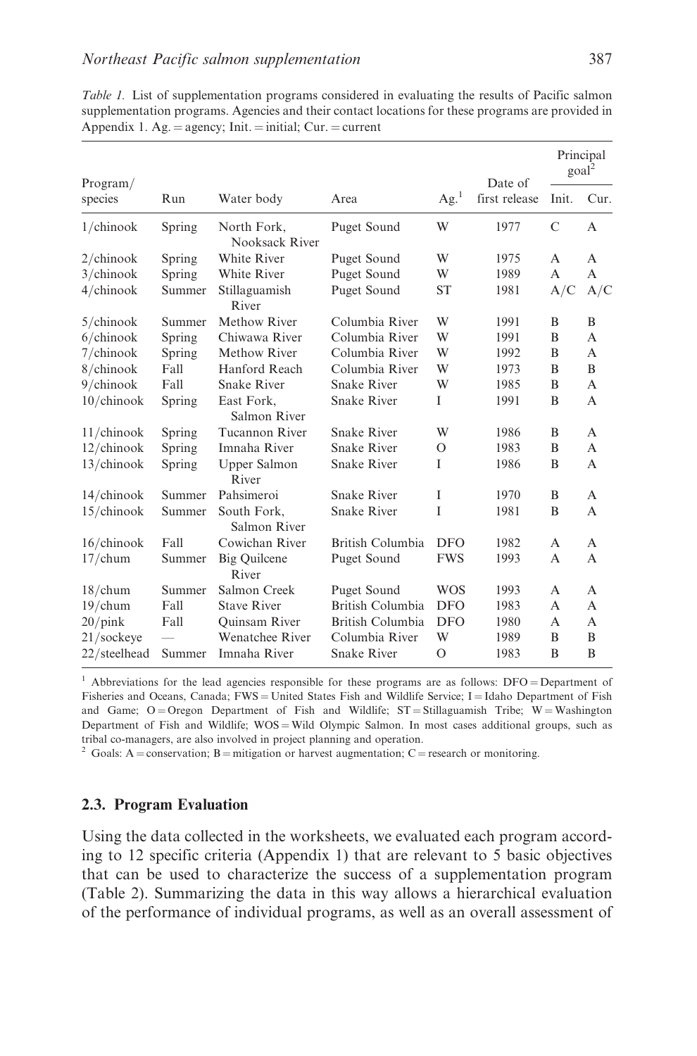*Table 1.* List of supplementation programs considered in evaluating the results of Pacific salmon supplementation programs. Agencies and their contact locations for these programs are provided in Appendix 1. Ag. = agency; Init. = initial; Cur. = current

| Program/ species | Run | Water body | Area | Ag.[1] | Date of first release | Principal goal[2] | |
|---|---|---|---|---|---|---|---|
| | | | | | | Init. | Cur. |
| 1/chinook | Spring | North Fork, Nooksack River | Puget Sound | W | 1977 | C | A |
| 2/chinook | Spring | White River | Puget Sound | W | 1975 | A | A |
| 3/chinook | Spring | White River | Puget Sound | W | 1989 | A | A |
| 4/chinook | Summer | Stillaguamish River | Puget Sound | ST | 1981 | A/C | A/C |
| 5/chinook | Summer | Methow River | Columbia River | W | 1991 | B | B |
| 6/chinook | Spring | Chiwawa River | Columbia River | W | 1991 | B | A |
| 7/chinook | Spring | Methow River | Columbia River | W | 1992 | B | A |
| 8/chinook | Fall | Hanford Reach | Columbia River | W | 1973 | B | B |
| 9/chinook | Fall | Snake River | Snake River | W | 1985 | B | A |
| 10/chinook | Spring | East Fork, Salmon River | Snake River | I | 1991 | B | A |
| 11/chinook | Spring | Tucannon River | Snake River | W | 1986 | B | A |
| 12/chinook | Spring | Imnaha River | Snake River | O | 1983 | B | A |
| 13/chinook | Spring | Upper Salmon River | Snake River | I | 1986 | B | A |
| 14/chinook | Summer | Pahsimeroi | Snake River | I | 1970 | B | A |
| 15/chinook | Summer | South Fork, Salmon River | Snake River | I | 1981 | B | A |
| 16/chinook | Fall | Cowichan River | British Columbia | DFO | 1982 | A | A |
| 17/chum | Summer | Big Quilcene River | Puget Sound | FWS | 1993 | A | A |
| 18/chum | Summer | Salmon Creek | Puget Sound | WOS | 1993 | A | A |
| 19/chum | Fall | Stave River | British Columbia | DFO | 1983 | A | A |
| 20/pink | Fall | Quinsam River | British Columbia | DFO | 1980 | A | A |
| 21/sockeye | — | Wenatchee River | Columbia River | W | 1989 | B | B |
| 22/steelhead | Summer | Imnaha River | Snake River | O | 1983 | B | B |

[1] Abbreviations for the lead agencies responsible for these programs are as follows: DFO = Department of Fisheries and Oceans, Canada; FWS = United States Fish and Wildlife Service; I = Idaho Department of Fish and Game; O = Oregon Department of Fish and Wildlife; ST = Stillaguamish Tribe; W = Washington Department of Fish and Wildlife; WOS = Wild Olympic Salmon. In most cases additional groups, such as tribal co-managers, are also involved in project planning and operation.

[2] Goals: A = conservation; B = mitigation or harvest augmentation; C = research or monitoring.

### 2.3. Program Evaluation

Using the data collected in the worksheets, we evaluated each program according to 12 specific criteria (Appendix 1) that are relevant to 5 basic objectives that can be used to characterize the success of a supplementation program (Table 2). Summarizing the data in this way allows a hierarchical evaluation of the performance of individual programs, as well as an overall assessment of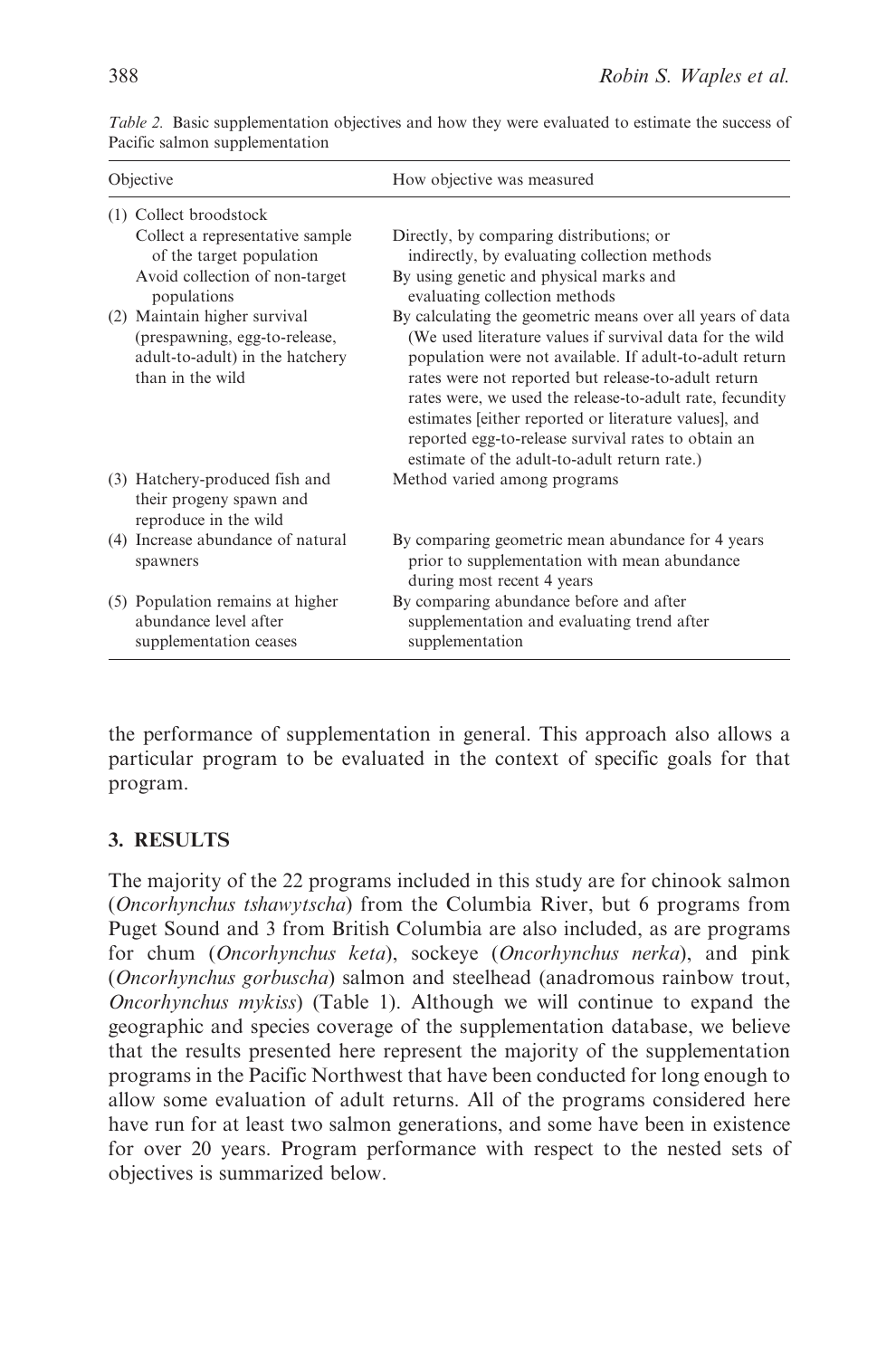*Table 2.* Basic supplementation objectives and how they were evaluated to estimate the success of Pacific salmon supplementation

| Objective | How objective was measured |
|---|---|
| (1) Collect broodstock | |
| Collect a representative sample of the target population | Directly, by comparing distributions; or indirectly, by evaluating collection methods |
| Avoid collection of non-target populations | By using genetic and physical marks and evaluating collection methods |
| (2) Maintain higher survival (prespawning, egg-to-release, adult-to-adult) in the hatchery than in the wild | By calculating the geometric means over all years of data (We used literature values if survival data for the wild population were not available. If adult-to-adult return rates were not reported but release-to-adult return rates were, we used the release-to-adult rate, fecundity estimates [either reported or literature values], and reported egg-to-release survival rates to obtain an estimate of the adult-to-adult return rate.) |
| (3) Hatchery-produced fish and their progeny spawn and reproduce in the wild | Method varied among programs |
| (4) Increase abundance of natural spawners | By comparing geometric mean abundance for 4 years prior to supplementation with mean abundance during most recent 4 years |
| (5) Population remains at higher abundance level after supplementation ceases | By comparing abundance before and after supplementation and evaluating trend after supplementation |

the performance of supplementation in general. This approach also allows a particular program to be evaluated in the context of specific goals for that program.

## 3. RESULTS

The majority of the 22 programs included in this study are for chinook salmon (*Oncorhynchus tshawytscha*) from the Columbia River, but 6 programs from Puget Sound and 3 from British Columbia are also included, as are programs for chum (*Oncorhynchus keta*), sockeye (*Oncorhynchus nerka*), and pink (*Oncorhynchus gorbuscha*) salmon and steelhead (anadromous rainbow trout, *Oncorhynchus mykiss*) (Table 1). Although we will continue to expand the geographic and species coverage of the supplementation database, we believe that the results presented here represent the majority of the supplementation programs in the Pacific Northwest that have been conducted for long enough to allow some evaluation of adult returns. All of the programs considered here have run for at least two salmon generations, and some have been in existence for over 20 years. Program performance with respect to the nested sets of objectives is summarized below.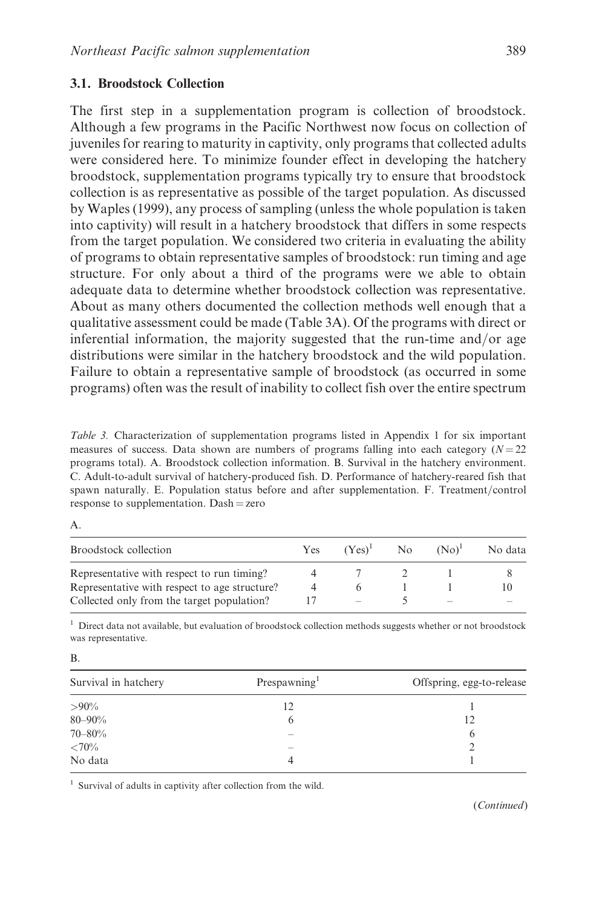### 3.1. Broodstock Collection

The first step in a supplementation program is collection of broodstock. Although a few programs in the Pacific Northwest now focus on collection of juveniles for rearing to maturity in captivity, only programs that collected adults were considered here. To minimize founder effect in developing the hatchery broodstock, supplementation programs typically try to ensure that broodstock collection is as representative as possible of the target population. As discussed by Waples (1999), any process of sampling (unless the whole population is taken into captivity) will result in a hatchery broodstock that differs in some respects from the target population. We considered two criteria in evaluating the ability of programs to obtain representative samples of broodstock: run timing and age structure. For only about a third of the programs were we able to obtain adequate data to determine whether broodstock collection was representative. About as many others documented the collection methods well enough that a qualitative assessment could be made (Table 3A). Of the programs with direct or inferential information, the majority suggested that the run-time and/or age distributions were similar in the hatchery broodstock and the wild population. Failure to obtain a representative sample of broodstock (as occurred in some programs) often was the result of inability to collect fish over the entire spectrum

*Table 3.* Characterization of supplementation programs listed in Appendix 1 for six important measures of success. Data shown are numbers of programs falling into each category ($N = 22$ programs total). A. Broodstock collection information. B. Survival in the hatchery environment. C. Adult-to-adult survival of hatchery-produced fish. D. Performance of hatchery-reared fish that spawn naturally. E. Population status before and after supplementation. F. Treatment/control response to supplementation. Dash = zero

A.

| Broodstock collection | Yes | (Yes)[1] | No | (No)[1] | No data |
|---|---|---|---|---|---|
| Representative with respect to run timing? | 4 | 7 | 2 | 1 | 8 |
| Representative with respect to age structure? | 4 | 6 | 1 | 1 | 10 |
| Collected only from the target population? | 17 | – | 5 | – | – |

[1] Direct data not available, but evaluation of broodstock collection methods suggests whether or not broodstock was representative.

B.

| Survival in hatchery | Prespawning[1] | Offspring, egg-to-release |
|---|---|---|
| >90% | 12 | 1 |
| 80–90% | 6 | 12 |
| 70–80% | – | 6 |
| <70% | – | 2 |
| No data | 4 | 1 |

[1] Survival of adults in captivity after collection from the wild.

(*Continued*)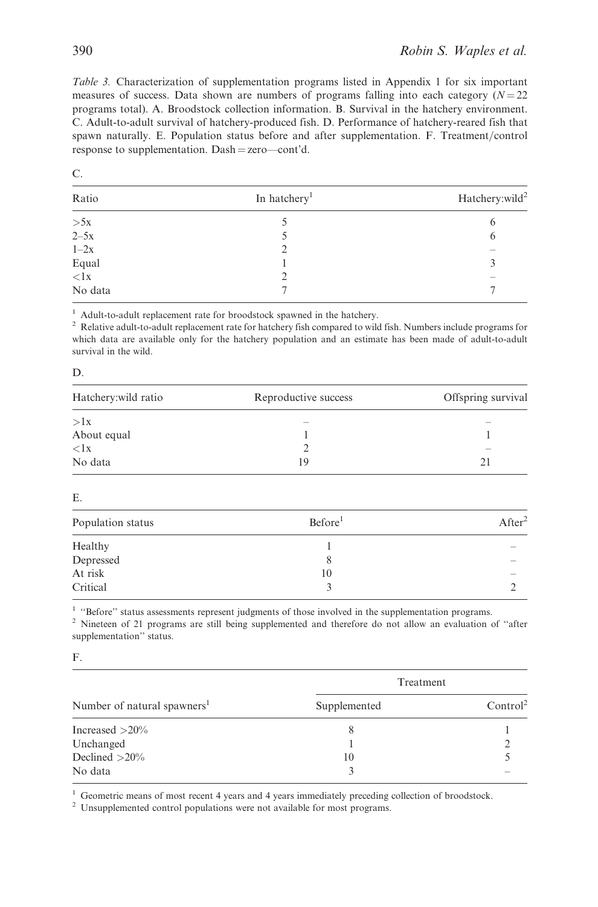*Table 3.* Characterization of supplementation programs listed in Appendix 1 for six important measures of success. Data shown are numbers of programs falling into each category ($N = 22$ programs total). A. Broodstock collection information. B. Survival in the hatchery environment. C. Adult-to-adult survival of hatchery-produced fish. D. Performance of hatchery-reared fish that spawn naturally. E. Population status before and after supplementation. F. Treatment/control response to supplementation. Dash = zero—cont'd.

C.

| Ratio | In hatchery[1] | Hatchery:wild[2] |
|---|---|---|
| >5x | 5 | 6 |
| 2–5x | 5 | 6 |
| 1–2x | 2 | – |
| Equal | 1 | 3 |
| <1x | 2 | – |
| No data | 7 | 7 |

[1] Adult-to-adult replacement rate for broodstock spawned in the hatchery.
[2] Relative adult-to-adult replacement rate for hatchery fish compared to wild fish. Numbers include programs for which data are available only for the hatchery population and an estimate has been made of adult-to-adult survival in the wild.

D.

| Hatchery:wild ratio | Reproductive success | Offspring survival |
|---|---|---|
| >1x | – | – |
| About equal | 1 | 1 |
| <1x | 2 | – |
| No data | 19 | 21 |

E.

| Population status | Before[1] | After[2] |
|---|---|---|
| Healthy | 1 | – |
| Depressed | 8 | – |
| At risk | 10 | – |
| Critical | 3 | 2 |

[1] "Before" status assessments represent judgments of those involved in the supplementation programs.
[2] Nineteen of 21 programs are still being supplemented and therefore do not allow an evaluation of "after supplementation" status.

F.

| | Treatment | |
|---|---|---|
| Number of natural spawners[1] | Supplemented | Control[2] |
| Increased >20% | 8 | 1 |
| Unchanged | 1 | 2 |
| Declined >20% | 10 | 5 |
| No data | 3 | – |

[1] Geometric means of most recent 4 years and 4 years immediately preceding collection of broodstock.
[2] Unsupplemented control populations were not available for most programs.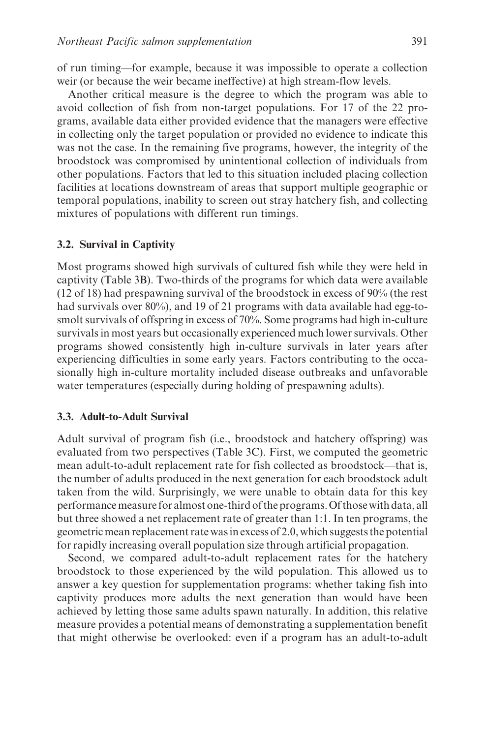of run timing—for example, because it was impossible to operate a collection weir (or because the weir became ineffective) at high stream-flow levels.

Another critical measure is the degree to which the program was able to avoid collection of fish from non-target populations. For 17 of the 22 programs, available data either provided evidence that the managers were effective in collecting only the target population or provided no evidence to indicate this was not the case. In the remaining five programs, however, the integrity of the broodstock was compromised by unintentional collection of individuals from other populations. Factors that led to this situation included placing collection facilities at locations downstream of areas that support multiple geographic or temporal populations, inability to screen out stray hatchery fish, and collecting mixtures of populations with different run timings.

### 3.2. Survival in Captivity

Most programs showed high survivals of cultured fish while they were held in captivity (Table 3B). Two-thirds of the programs for which data were available (12 of 18) had prespawning survival of the broodstock in excess of 90% (the rest had survivals over 80%), and 19 of 21 programs with data available had egg-to-smolt survivals of offspring in excess of 70%. Some programs had high in-culture survivals in most years but occasionally experienced much lower survivals. Other programs showed consistently high in-culture survivals in later years after experiencing difficulties in some early years. Factors contributing to the occasionally high in-culture mortality included disease outbreaks and unfavorable water temperatures (especially during holding of prespawning adults).

### 3.3. Adult-to-Adult Survival

Adult survival of program fish (i.e., broodstock and hatchery offspring) was evaluated from two perspectives (Table 3C). First, we computed the geometric mean adult-to-adult replacement rate for fish collected as broodstock—that is, the number of adults produced in the next generation for each broodstock adult taken from the wild. Surprisingly, we were unable to obtain data for this key performance measure for almost one-third of the programs. Of those with data, all but three showed a net replacement rate of greater than 1:1. In ten programs, the geometric mean replacement rate was in excess of 2.0, which suggests the potential for rapidly increasing overall population size through artificial propagation.

Second, we compared adult-to-adult replacement rates for the hatchery broodstock to those experienced by the wild population. This allowed us to answer a key question for supplementation programs: whether taking fish into captivity produces more adults the next generation than would have been achieved by letting those same adults spawn naturally. In addition, this relative measure provides a potential means of demonstrating a supplementation benefit that might otherwise be overlooked: even if a program has an adult-to-adult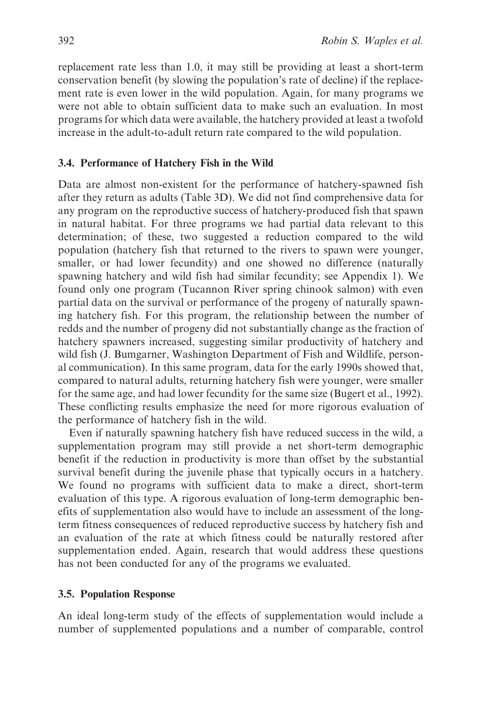replacement rate less than 1.0, it may still be providing at least a short-term conservation benefit (by slowing the population's rate of decline) if the replacement rate is even lower in the wild population. Again, for many programs we were not able to obtain sufficient data to make such an evaluation. In most programs for which data were available, the hatchery provided at least a twofold increase in the adult-to-adult return rate compared to the wild population.

### 3.4. Performance of Hatchery Fish in the Wild

Data are almost non-existent for the performance of hatchery-spawned fish after they return as adults (Table 3D). We did not find comprehensive data for any program on the reproductive success of hatchery-produced fish that spawn in natural habitat. For three programs we had partial data relevant to this determination; of these, two suggested a reduction compared to the wild population (hatchery fish that returned to the rivers to spawn were younger, smaller, or had lower fecundity) and one showed no difference (naturally spawning hatchery and wild fish had similar fecundity; see Appendix 1). We found only one program (Tucannon River spring chinook salmon) with even partial data on the survival or performance of the progeny of naturally spawning hatchery fish. For this program, the relationship between the number of redds and the number of progeny did not substantially change as the fraction of hatchery spawners increased, suggesting similar productivity of hatchery and wild fish (J. Bumgarner, Washington Department of Fish and Wildlife, personal communication). In this same program, data for the early 1990s showed that, compared to natural adults, returning hatchery fish were younger, were smaller for the same age, and had lower fecundity for the same size (Bugert et al., 1992). These conflicting results emphasize the need for more rigorous evaluation of the performance of hatchery fish in the wild.

Even if naturally spawning hatchery fish have reduced success in the wild, a supplementation program may still provide a net short-term demographic benefit if the reduction in productivity is more than offset by the substantial survival benefit during the juvenile phase that typically occurs in a hatchery. We found no programs with sufficient data to make a direct, short-term evaluation of this type. A rigorous evaluation of long-term demographic benefits of supplementation also would have to include an assessment of the long-term fitness consequences of reduced reproductive success by hatchery fish and an evaluation of the rate at which fitness could be naturally restored after supplementation ended. Again, research that would address these questions has not been conducted for any of the programs we evaluated.

### 3.5. Population Response

An ideal long-term study of the effects of supplementation would include a number of supplemented populations and a number of comparable, control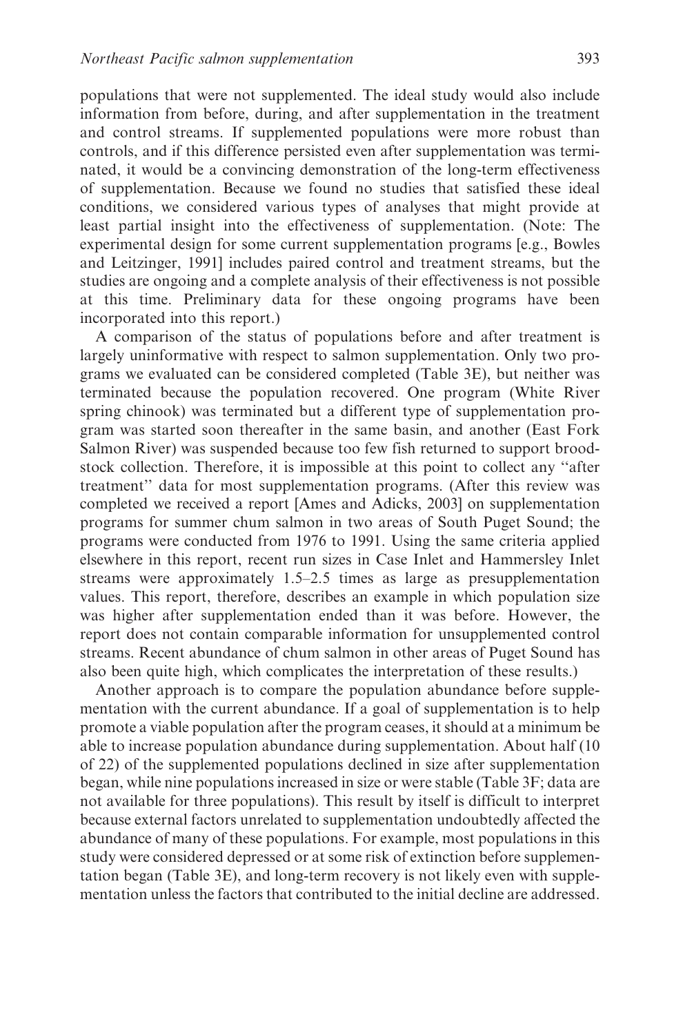populations that were not supplemented. The ideal study would also include information from before, during, and after supplementation in the treatment and control streams. If supplemented populations were more robust than controls, and if this difference persisted even after supplementation was terminated, it would be a convincing demonstration of the long-term effectiveness of supplementation. Because we found no studies that satisfied these ideal conditions, we considered various types of analyses that might provide at least partial insight into the effectiveness of supplementation. (Note: The experimental design for some current supplementation programs [e.g., Bowles and Leitzinger, 1991] includes paired control and treatment streams, but the studies are ongoing and a complete analysis of their effectiveness is not possible at this time. Preliminary data for these ongoing programs have been incorporated into this report.)

A comparison of the status of populations before and after treatment is largely uninformative with respect to salmon supplementation. Only two programs we evaluated can be considered completed (Table 3E), but neither was terminated because the population recovered. One program (White River spring chinook) was terminated but a different type of supplementation program was started soon thereafter in the same basin, and another (East Fork Salmon River) was suspended because too few fish returned to support broodstock collection. Therefore, it is impossible at this point to collect any ''after treatment'' data for most supplementation programs. (After this review was completed we received a report [Ames and Adicks, 2003] on supplementation programs for summer chum salmon in two areas of South Puget Sound; the programs were conducted from 1976 to 1991. Using the same criteria applied elsewhere in this report, recent run sizes in Case Inlet and Hammersley Inlet streams were approximately 1.5–2.5 times as large as presupplementation values. This report, therefore, describes an example in which population size was higher after supplementation ended than it was before. However, the report does not contain comparable information for unsupplemented control streams. Recent abundance of chum salmon in other areas of Puget Sound has also been quite high, which complicates the interpretation of these results.)

Another approach is to compare the population abundance before supplementation with the current abundance. If a goal of supplementation is to help promote a viable population after the program ceases, it should at a minimum be able to increase population abundance during supplementation. About half (10 of 22) of the supplemented populations declined in size after supplementation began, while nine populations increased in size or were stable (Table 3F; data are not available for three populations). This result by itself is difficult to interpret because external factors unrelated to supplementation undoubtedly affected the abundance of many of these populations. For example, most populations in this study were considered depressed or at some risk of extinction before supplementation began (Table 3E), and long-term recovery is not likely even with supplementation unless the factors that contributed to the initial decline are addressed.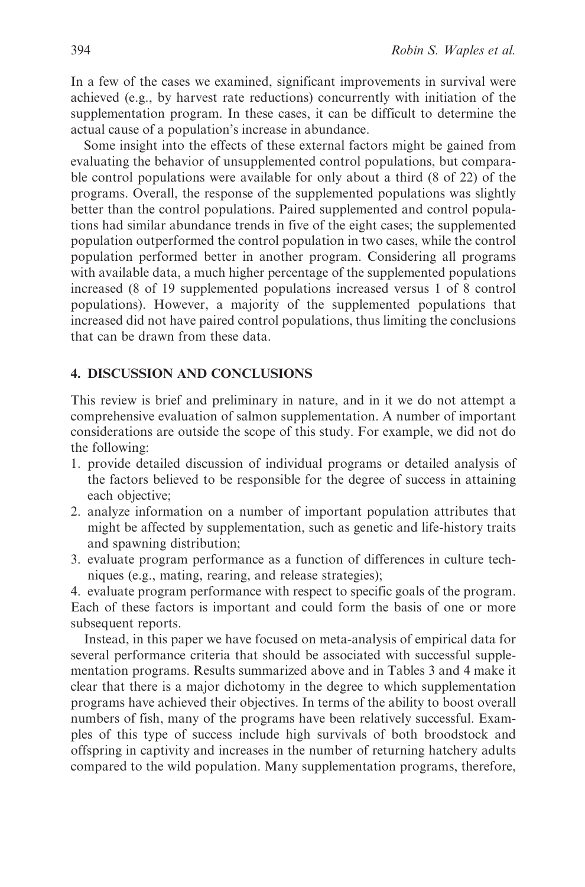In a few of the cases we examined, significant improvements in survival were achieved (e.g., by harvest rate reductions) concurrently with initiation of the supplementation program. In these cases, it can be difficult to determine the actual cause of a population's increase in abundance.

Some insight into the effects of these external factors might be gained from evaluating the behavior of unsupplemented control populations, but comparable control populations were available for only about a third (8 of 22) of the programs. Overall, the response of the supplemented populations was slightly better than the control populations. Paired supplemented and control populations had similar abundance trends in five of the eight cases; the supplemented population outperformed the control population in two cases, while the control population performed better in another program. Considering all programs with available data, a much higher percentage of the supplemented populations increased (8 of 19 supplemented populations increased versus 1 of 8 control populations). However, a majority of the supplemented populations that increased did not have paired control populations, thus limiting the conclusions that can be drawn from these data.

## 4. DISCUSSION AND CONCLUSIONS

This review is brief and preliminary in nature, and in it we do not attempt a comprehensive evaluation of salmon supplementation. A number of important considerations are outside the scope of this study. For example, we did not do the following:

1. provide detailed discussion of individual programs or detailed analysis of the factors believed to be responsible for the degree of success in attaining each objective;
2. analyze information on a number of important population attributes that might be affected by supplementation, such as genetic and life-history traits and spawning distribution;
3. evaluate program performance as a function of differences in culture techniques (e.g., mating, rearing, and release strategies);
4. evaluate program performance with respect to specific goals of the program.

Each of these factors is important and could form the basis of one or more subsequent reports.

Instead, in this paper we have focused on meta-analysis of empirical data for several performance criteria that should be associated with successful supplementation programs. Results summarized above and in Tables 3 and 4 make it clear that there is a major dichotomy in the degree to which supplementation programs have achieved their objectives. In terms of the ability to boost overall numbers of fish, many of the programs have been relatively successful. Examples of this type of success include high survivals of both broodstock and offspring in captivity and increases in the number of returning hatchery adults compared to the wild population. Many supplementation programs, therefore,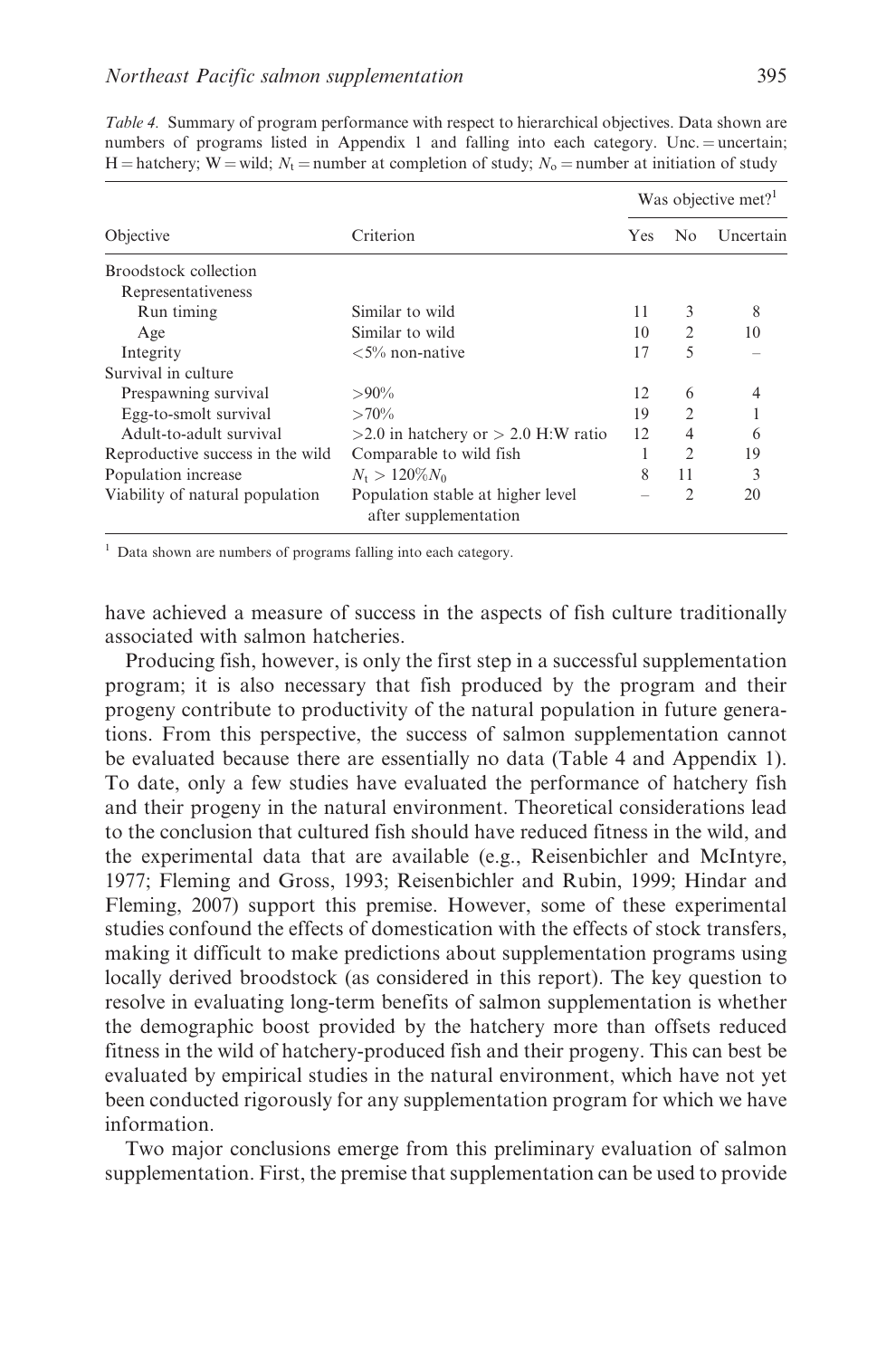*Table 4.* Summary of program performance with respect to hierarchical objectives. Data shown are numbers of programs listed in Appendix 1 and falling into each category. Unc. = uncertain; H = hatchery; W = wild; $N_t$ = number at completion of study; $N_o$ = number at initiation of study

| Objective | Criterion | Was objective met?[1] | | |
|---|---|---|---|---|
| | | Yes | No | Uncertain |
| Broodstock collection | | | | |
| Representativeness | | | | |
| Run timing | Similar to wild | 11 | 3 | 8 |
| Age | Similar to wild | 10 | 2 | 10 |
| Integrity | <5% non-native | 17 | 5 | – |
| Survival in culture | | | | |
| Prespawning survival | >90% | 12 | 6 | 4 |
| Egg-to-smolt survival | >70% | 19 | 2 | 1 |
| Adult-to-adult survival | >2.0 in hatchery or > 2.0 H:W ratio | 12 | 4 | 6 |
| Reproductive success in the wild | Comparable to wild fish | 1 | 2 | 19 |
| Population increase | $N_t > 120\% N_0$ | 8 | 11 | 3 |
| Viability of natural population | Population stable at higher level after supplementation | – | 2 | 20 |

[1] Data shown are numbers of programs falling into each category.

have achieved a measure of success in the aspects of fish culture traditionally associated with salmon hatcheries.

Producing fish, however, is only the first step in a successful supplementation program; it is also necessary that fish produced by the program and their progeny contribute to productivity of the natural population in future generations. From this perspective, the success of salmon supplementation cannot be evaluated because there are essentially no data (Table 4 and Appendix 1). To date, only a few studies have evaluated the performance of hatchery fish and their progeny in the natural environment. Theoretical considerations lead to the conclusion that cultured fish should have reduced fitness in the wild, and the experimental data that are available (e.g., Reisenbichler and McIntyre, 1977; Fleming and Gross, 1993; Reisenbichler and Rubin, 1999; Hindar and Fleming, 2007) support this premise. However, some of these experimental studies confound the effects of domestication with the effects of stock transfers, making it difficult to make predictions about supplementation programs using locally derived broodstock (as considered in this report). The key question to resolve in evaluating long-term benefits of salmon supplementation is whether the demographic boost provided by the hatchery more than offsets reduced fitness in the wild of hatchery-produced fish and their progeny. This can best be evaluated by empirical studies in the natural environment, which have not yet been conducted rigorously for any supplementation program for which we have information.

Two major conclusions emerge from this preliminary evaluation of salmon supplementation. First, the premise that supplementation can be used to provide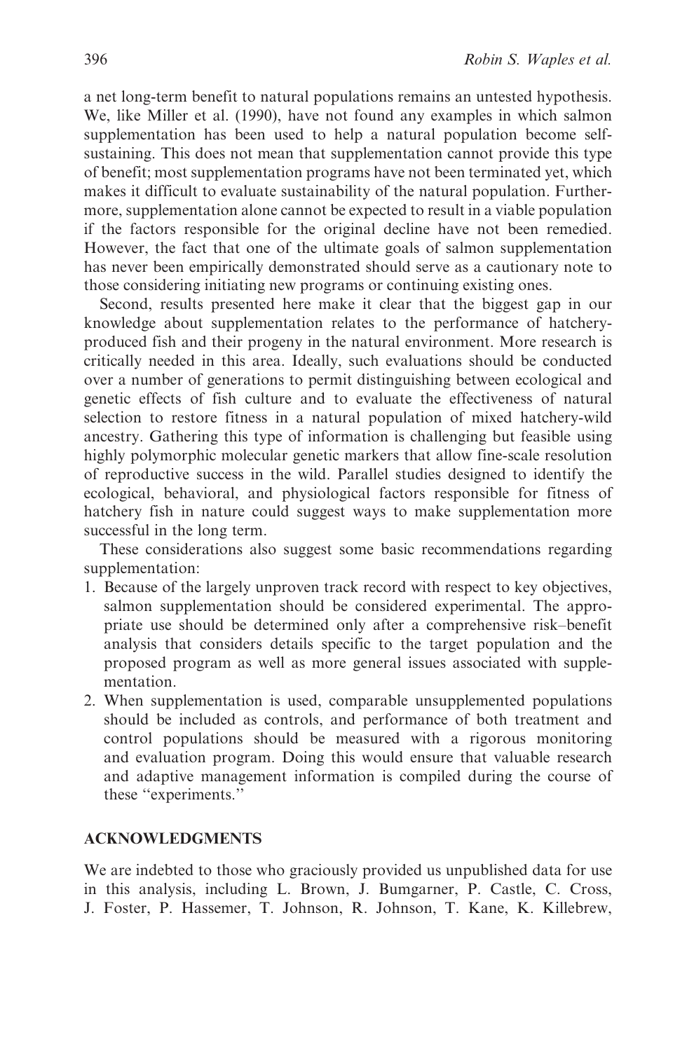a net long-term benefit to natural populations remains an untested hypothesis. We, like Miller et al. (1990), have not found any examples in which salmon supplementation has been used to help a natural population become self-sustaining. This does not mean that supplementation cannot provide this type of benefit; most supplementation programs have not been terminated yet, which makes it difficult to evaluate sustainability of the natural population. Furthermore, supplementation alone cannot be expected to result in a viable population if the factors responsible for the original decline have not been remedied. However, the fact that one of the ultimate goals of salmon supplementation has never been empirically demonstrated should serve as a cautionary note to those considering initiating new programs or continuing existing ones.

Second, results presented here make it clear that the biggest gap in our knowledge about supplementation relates to the performance of hatchery-produced fish and their progeny in the natural environment. More research is critically needed in this area. Ideally, such evaluations should be conducted over a number of generations to permit distinguishing between ecological and genetic effects of fish culture and to evaluate the effectiveness of natural selection to restore fitness in a natural population of mixed hatchery-wild ancestry. Gathering this type of information is challenging but feasible using highly polymorphic molecular genetic markers that allow fine-scale resolution of reproductive success in the wild. Parallel studies designed to identify the ecological, behavioral, and physiological factors responsible for fitness of hatchery fish in nature could suggest ways to make supplementation more successful in the long term.

These considerations also suggest some basic recommendations regarding supplementation:

1. Because of the largely unproven track record with respect to key objectives, salmon supplementation should be considered experimental. The appropriate use should be determined only after a comprehensive risk–benefit analysis that considers details specific to the target population and the proposed program as well as more general issues associated with supplementation.
2. When supplementation is used, comparable unsupplemented populations should be included as controls, and performance of both treatment and control populations should be measured with a rigorous monitoring and evaluation program. Doing this would ensure that valuable research and adaptive management information is compiled during the course of these ''experiments.''

## ACKNOWLEDGMENTS

We are indebted to those who graciously provided us unpublished data for use in this analysis, including L. Brown, J. Bumgarner, P. Castle, C. Cross, J. Foster, P. Hassemer, T. Johnson, R. Johnson, T. Kane, K. Killebrew,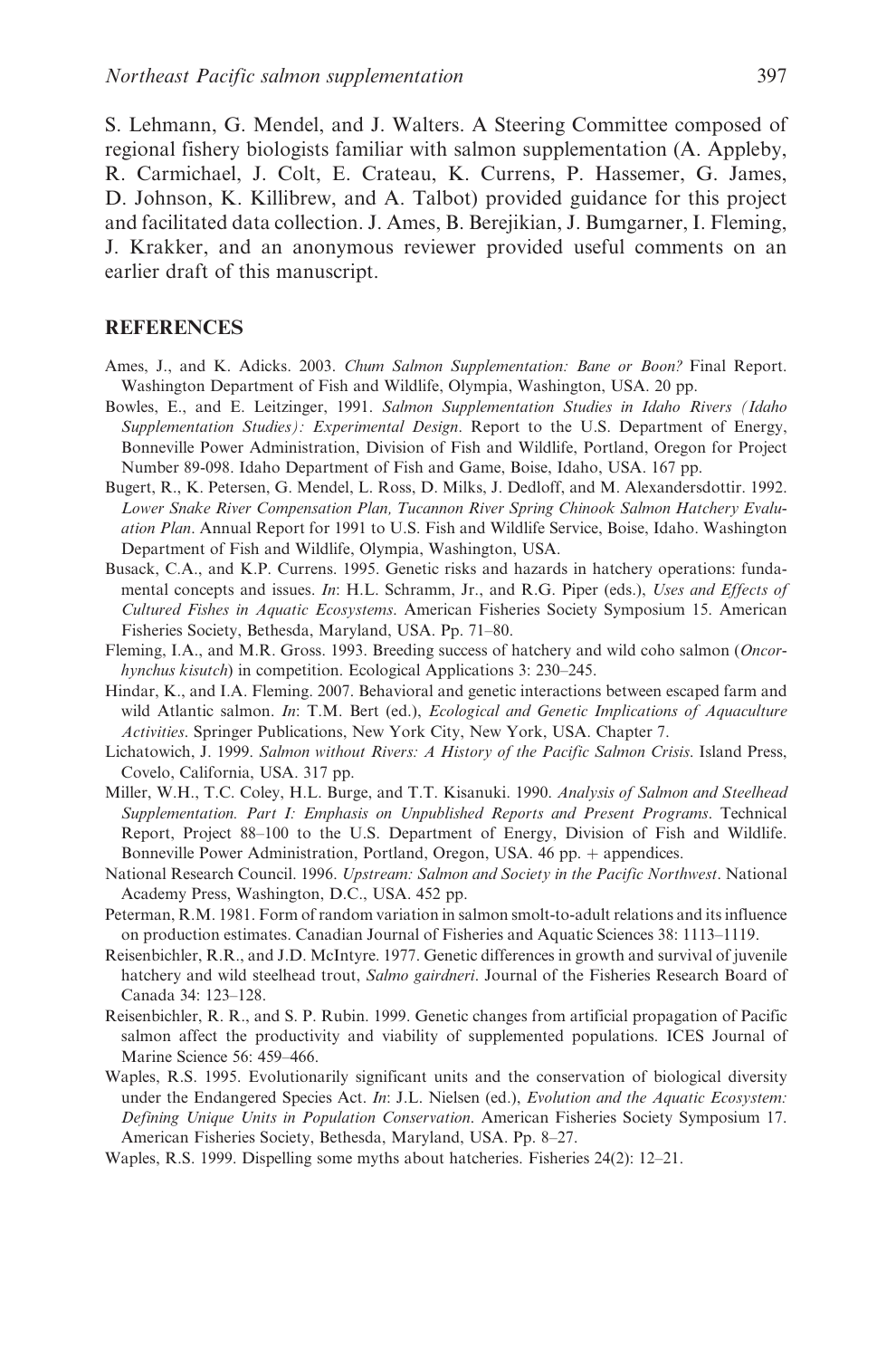S. Lehmann, G. Mendel, and J. Walters. A Steering Committee composed of regional fishery biologists familiar with salmon supplementation (A. Appleby, R. Carmichael, J. Colt, E. Crateau, K. Currens, P. Hassemer, G. James, D. Johnson, K. Killibrew, and A. Talbot) provided guidance for this project and facilitated data collection. J. Ames, B. Berejikian, J. Bumgarner, I. Fleming, J. Krakker, and an anonymous reviewer provided useful comments on an earlier draft of this manuscript.

## REFERENCES

Ames, J., and K. Adicks. 2003. *Chum Salmon Supplementation: Bane or Boon?* Final Report. Washington Department of Fish and Wildlife, Olympia, Washington, USA. 20 pp.

Bowles, E., and E. Leitzinger, 1991. *Salmon Supplementation Studies in Idaho Rivers (Idaho Supplementation Studies): Experimental Design*. Report to the U.S. Department of Energy, Bonneville Power Administration, Division of Fish and Wildlife, Portland, Oregon for Project Number 89-098. Idaho Department of Fish and Game, Boise, Idaho, USA. 167 pp.

Bugert, R., K. Petersen, G. Mendel, L. Ross, D. Milks, J. Dedloff, and M. Alexandersdottir. 1992. *Lower Snake River Compensation Plan, Tucannon River Spring Chinook Salmon Hatchery Evaluation Plan*. Annual Report for 1991 to U.S. Fish and Wildlife Service, Boise, Idaho. Washington Department of Fish and Wildlife, Olympia, Washington, USA.

Busack, C.A., and K.P. Currens. 1995. Genetic risks and hazards in hatchery operations: fundamental concepts and issues. *In*: H.L. Schramm, Jr., and R.G. Piper (eds.), *Uses and Effects of Cultured Fishes in Aquatic Ecosystems*. American Fisheries Society Symposium 15. American Fisheries Society, Bethesda, Maryland, USA. Pp. 71–80.

Fleming, I.A., and M.R. Gross. 1993. Breeding success of hatchery and wild coho salmon (*Oncorhynchus kisutch*) in competition. Ecological Applications 3: 230–245.

Hindar, K., and I.A. Fleming. 2007. Behavioral and genetic interactions between escaped farm and wild Atlantic salmon. *In*: T.M. Bert (ed.), *Ecological and Genetic Implications of Aquaculture Activities*. Springer Publications, New York City, New York, USA. Chapter 7.

Lichatowich, J. 1999. *Salmon without Rivers: A History of the Pacific Salmon Crisis*. Island Press, Covelo, California, USA. 317 pp.

Miller, W.H., T.C. Coley, H.L. Burge, and T.T. Kisanuki. 1990. *Analysis of Salmon and Steelhead Supplementation. Part I: Emphasis on Unpublished Reports and Present Programs*. Technical Report, Project 88–100 to the U.S. Department of Energy, Division of Fish and Wildlife. Bonneville Power Administration, Portland, Oregon, USA. 46 pp. + appendices.

National Research Council. 1996. *Upstream: Salmon and Society in the Pacific Northwest*. National Academy Press, Washington, D.C., USA. 452 pp.

Peterman, R.M. 1981. Form of random variation in salmon smolt-to-adult relations and its influence on production estimates. Canadian Journal of Fisheries and Aquatic Sciences 38: 1113–1119.

Reisenbichler, R.R., and J.D. McIntyre. 1977. Genetic differences in growth and survival of juvenile hatchery and wild steelhead trout, *Salmo gairdneri*. Journal of the Fisheries Research Board of Canada 34: 123–128.

Reisenbichler, R. R., and S. P. Rubin. 1999. Genetic changes from artificial propagation of Pacific salmon affect the productivity and viability of supplemented populations. ICES Journal of Marine Science 56: 459–466.

Waples, R.S. 1995. Evolutionarily significant units and the conservation of biological diversity under the Endangered Species Act. *In*: J.L. Nielsen (ed.), *Evolution and the Aquatic Ecosystem: Defining Unique Units in Population Conservation*. American Fisheries Society Symposium 17. American Fisheries Society, Bethesda, Maryland, USA. Pp. 8–27.

Waples, R.S. 1999. Dispelling some myths about hatcheries. Fisheries 24(2): 12–21.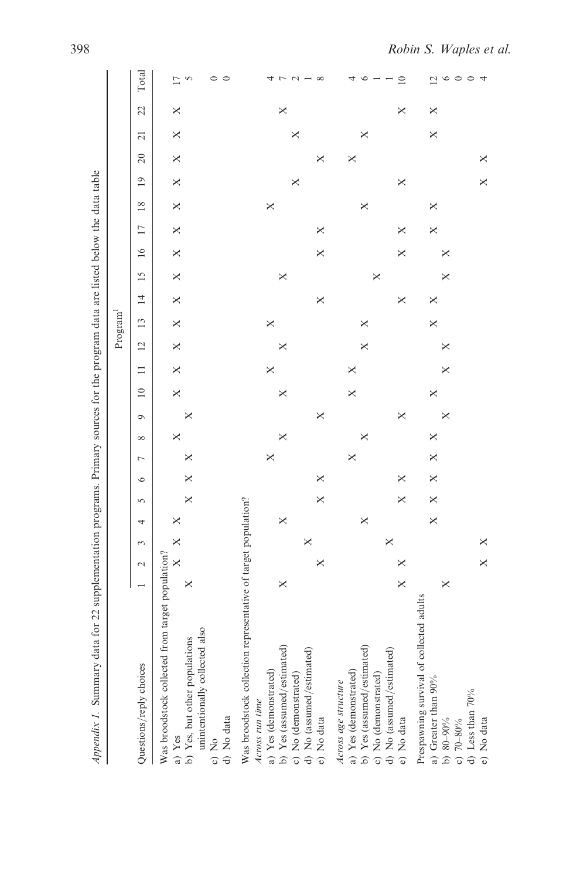*Appendix 1.* Summary data for 22 supplementation programs. Primary sources for the program data are listed below the data table

| Questions/reply choices | Program[1] | | | | | | | | | | | | | | | | | | | | | | Total |
|---|---|---|---|---|---|---|---|---|---|---|---|---|---|---|---|---|---|---|---|---|---|---|---|
| | 1 | 2 | 3 | 4 | 5 | 6 | 7 | 8 | 9 | 10 | 11 | 12 | 13 | 14 | 15 | 16 | 17 | 18 | 19 | 20 | 21 | 22 | |
| **Was broodstock collected from target population?** | | | | | | | | | | | | | | | | | | | | | | | |
| a) Yes | | X | X | X | | | | X | | X | X | X | X | X | X | X | X | X | X | X | X | X | 17 |
| b) Yes, but other populations unintentionally collected also | X | | | | X | X | X | | X | | | | | | | | | | | | | | 5 |
| c) No | | | | | | | | | | | | | | | | | | | | | | | 0 |
| d) No data | | | | | | | | | | | | | | | | | | | | | | | 0 |
| **Was broodstock collection representative of target population?** | | | | | | | | | | | | | | | | | | | | | | | |
| *Across run time* | | | | | | | | | | | | | | | | | | | | | | | |
| a) Yes (demonstrated) | | | | | | | X | | | | X | | X | | | | | X | | | | | 4 |
| b) Yes (assumed/estimated) | X | | | X | | | | X | | X | | X | | | X | | | | | | | X | 7 |
| c) No (demonstrated) | | | | | | | | | | | | | | | | | | | X | | X | | 2 |
| d) No (assumed/estimated) | | | X | | | | | | | | | | | | | | | | | | | | 1 |
| e) No data | | X | | | X | X | | | X | | | | | X | | X | X | | | X | | | 8 |
| *Across age structure* | | | | | | | | | | | | | | | | | | | | | | | |
| a) Yes (demonstrated) | | | | | | | X | | | X | X | | | | | | | | | X | | | 4 |
| b) Yes (assumed/estimated) | | | | X | | | | X | | | | X | X | | | | | X | | | X | | 6 |
| c) No (demonstrated) | | | | | | | | | | | | | | | X | | | | | | | | 1 |
| d) No (assumed/estimated) | | | X | | | | | | | | | | | | | | | | | | | | 1 |
| e) No data | X | X | | | X | X | | | X | | | | | X | | X | X | | X | | | X | 10 |
| **Prespawning survival of collected adults** | | | | | | | | | | | | | | | | | | | | | | | |
| a) Greater than 90% | | | | X | X | X | X | X | | X | | | X | X | | | X | X | | | X | X | 12 |
| b) 80–90% | X | | | | | | | | X | | X | X | | | X | X | | | | | | | 6 |
| c) 70–80% | | | | | | | | | | | | | | | | | | | | | | | 0 |
| d) Less than 70% | | | | | | | | | | | | | | | | | | | | | | | 0 |
| e) No data | | X | X | | | | | | | | | | | | | | | | X | X | | | 4 |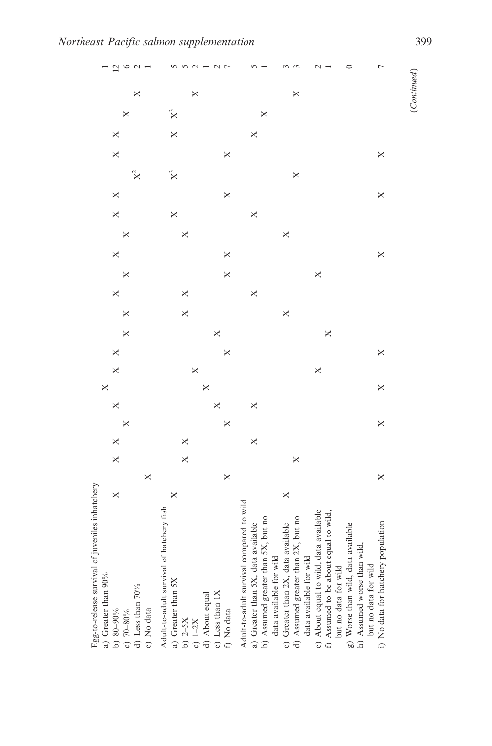| | | | | | | | | | | | | | | | | | | | | | | | |
|---|---|---|---|---|---|---|---|---|---|---|---|---|---|---|---|---|---|---|---|---|---|---|---|
| Egg-to-release survival of juveniles inhatchery | | | | | | | | | | | | | | | | | | | | | | | |
| a) Greater than 90% | | | | | | | X | | | | | | | | | | | | | | | | 1 |
| b) 80–90% | X | | X | X | | X | | X | X | | | X | | X | | X | X | | X | X | | | 12 |
| c) 70–80% | | | | | X | | | | | X | X | | X | | X | | | | | | X | | 6 |
| d) Less than 70% | | | | | | | | | | | | | | | | | | X[2] | | | | X | 2 |
| e) No data | | X | | | | | | | | | | | | | | | | | | | | | 1 |
| Adult-to-adult survival of hatchery fish | | | | | | | | | | | | | | | | | | | | | | | |
| a) Greater than 5X | X | | | | | | | | | | | | | | | X | | X[3] | | X | X[3] | | 5 |
| b) 2–5X | | | X | X | | | | | | | X | X | | | X | | | | | | | | 5 |
| c) 1–2X | | | | | | | | X | | | | | | | | | | | | | | X | 2 |
| d) About equal | | | | | | | X | | | | | | | | | | | | | | | | 1 |
| e) Less than 1X | | | | | | X | | | | X | | | | | | | | | | | | | 2 |
| f) No data | | X | | | X | | | | X | | | | X | X | | | X | | X | | | | 7 |
| Adult-to-adult survival compared to wild | | | | | | | | | | | | | | | | | | | | | | | |
| a) Greater than 5X, data available | | | | X | | X | | | | | | X | | | | X | | | | X | | | 5 |
| b) Assumed greater than 5X, but no data available for wild | | | | | | | | | | | | | | | | | | | | | X | | 1 |
| c) Greater than 2X, data available | X | | | | | | | | | | X | | | | X | | | | | | | | 3 |
| d) Assumed greater than 2X, but no data available for wild | | | X | | | | | | | | | | | | | | | X | | | | X | 3 |
| e) About equal to wild, data available | | | | | | | | X | | | | | X | | | | | | | | | | 2 |
| f) Assumed to be about equal to wild, but no data for wild | | | | | | | | | | X | | | | | | | | | | | | | 1 |
| g) Worse than wild, data available | | | | | | | | | | | | | | | | | | | | | | | 0 |
| h) Assumed worse than wild, but no data for wild | | | | | | | | | | | | | | | | | | | | | | | |
| i) No data for hatchery population | | X | | | X | | X | | X | | | | | X | | | X | | X | | | | 7 |

*(Continued)*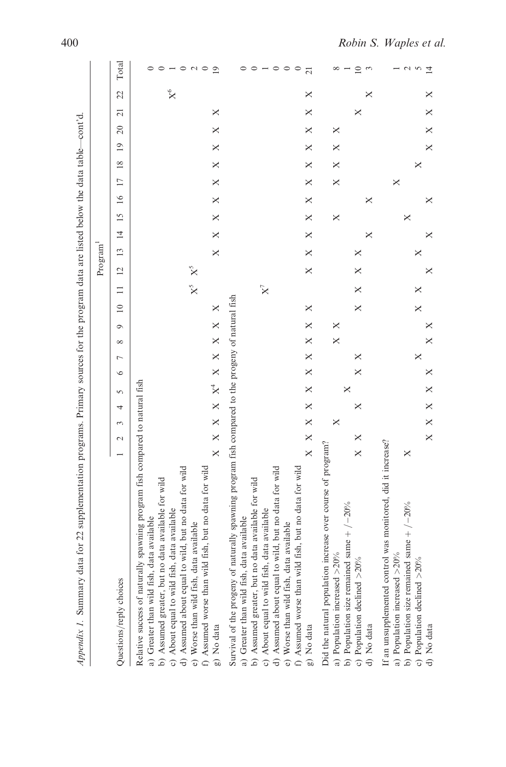*Appendix 1.* Summary data for 22 supplementation programs. Primary sources for the program data are listed below the data table—cont'd.

| Questions/reply choices | Program[1] | | | | | | | | | | | | | | | | | | | | | | Total |
|---|---|---|---|---|---|---|---|---|---|---|---|---|---|---|---|---|---|---|---|---|---|---|---|
| | 1 | 2 | 3 | 4 | 5 | 6 | 7 | 8 | 9 | 10 | 11 | 12 | 13 | 14 | 15 | 16 | 17 | 18 | 19 | 20 | 21 | 22 | |
| **Relative success of naturally spawning program fish compared to natural fish** | | | | | | | | | | | | | | | | | | | | | | | |
| a) Greater than wild fish, data available | | | | | | | | | | | | | | | | | | | | | | | 0 |
| b) Assumed greater, but no data available for wild | | | | | | | | | | | | | | | | | | | | | | | 0 |
| c) About equal to wild fish, data available | | | | | | | | | | | | | | | | | | | | | | X[6] | 1 |
| d) Assumed about equal to wild, but no data for wild | | | | | | | | | | | | | | | | | | | | | | | 0 |
| e) Worse than wild fish, data available | | | | | | | | | | | X[5] | X[5] | | | | | | | | | | | 2 |
| f) Assumed worse than wild fish, but no data for wild | | | | | | | | | | | | | | | | | | | | | | | 0 |
| g) No data | X | X | X | X[4] | X | X | X | X | X | X | | | X | X | X | X | X | X | X | X | X | | 19 |
| **Survival of the progeny of naturally spawning program fish compared to the progeny of natural fish** | | | | | | | | | | | | | | | | | | | | | | | |
| a) Greater than wild fish, data available | | | | | | | | | | | | | | | | | | | | | | | 0 |
| b) Assumed greater, but no data available for wild | | | | | | | | | | | | | | | | | | | | | | | 0 |
| c) About equal to wild fish, data available | | | | | | | | | | | X[7] | | | | | | | | | | | | 1 |
| d) Assumed about equal to wild, but no data for wild | | | | | | | | | | | | | | | | | | | | | | | 0 |
| e) Worse than wild fish, data available | | | | | | | | | | | | | | | | | | | | | | | 0 |
| f) Assumed worse than wild fish, but no data for wild | | | | | | | | | | | | | | | | | | | | | | | 0 |
| g) No data | X | X | X | X | X | X | X | X | X | X | | X | X | X | X | X | X | X | X | X | X | X | 21 |
| **Did the natural population increase over course of program?** | | | | | | | | | | | | | | | | | | | | | | | |
| a) Population increased >20% | | | X | | | | | X | X | | | | | | X | | X | X | X | X | | | 8 |
| b) Population size remained same +/−20% | | | | | X | | | | | | | | | | | | | | | | | | 1 |
| c) Population declined >20% | X | X | | X | | X | X | | | X | X | X | X | | | | | | | | X | | 10 |
| d) No data | | | | | | | | | | | | | | X | | X | | | | | | X | 3 |
| **If an unsupplemented control was monitored, did it increase?** | | | | | | | | | | | | | | | | | | | | | | | |
| a) Population increased >20% | | | | | | | | | | | | | | | | | X | | | | | | 1 |
| b) Population size remained same +/−20% | X | | | | | | | | | | | | | | X | | | | | | | | 2 |
| c) Population declined >20% | | | | | | | X | | | X | X | | X | | | | | X | | | | | 5 |
| d) No data | | X | X | X | X | X | | X | X | | | X | | X | | X | | | X | X | X | X | 14 |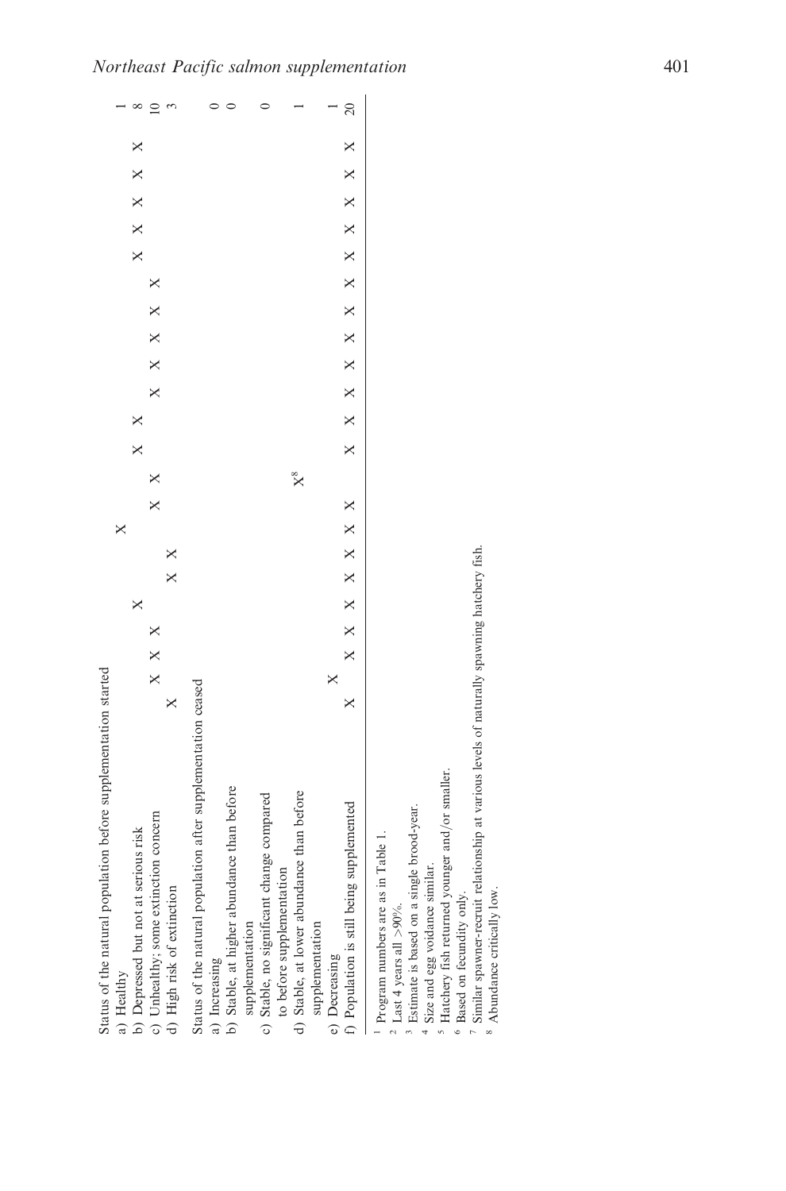| | | | | | | | | | | | | | | | | | | | | | | | |
|---|---|---|---|---|---|---|---|---|---|---|---|---|---|---|---|---|---|---|---|---|---|---|---|
| Status of the natural population before supplementation started | | | | | | | | | | | | | | | | | | | | | | | |
| a) Healthy | | | | | | | | X | | | | | | | | | | | | | | | 1 |
| b) Depressed but not at serious risk | | | | | X | | | | | | X | X | | | | | | X | X | X | X | X | 8 |
| c) Unhealthy; some extinction concern | | X | X | X | | | | | X | X | | | X | X | X | X | X | | | | | | 10 |
| d) High risk of extinction | X | | | | | X | X | | | | | | | | | | | | | | | | 3 |
| Status of the natural population after supplementation ceased | | | | | | | | | | | | | | | | | | | | | | | |
| a) Increasing | | | | | | | | | | | | | | | | | | | | | | | 0 |
| b) Stable, at higher abundance than before supplementation | | | | | | | | | | | | | | | | | | | | | | | 0 |
| c) Stable, no significant change compared to before supplementation | | | | | | | | | | | | | | | | | | | | | | | 0 |
| d) Stable, at lower abundance than before supplementation | | | | | | | | | | X[8] | | | | | | | | | | | | | 1 |
| e) Decreasing | | X | | | | | | | | | | | | | | | | | | | | | 1 |
| f) Population is still being supplemented | X | | X | X | X | X | X | X | X | | X | X | X | X | X | X | X | X | X | X | X | X | 20 |

[1] Program numbers are as in Table 1.
[2] Last 4 years all >90%.
[3] Estimate is based on a single brood-year.
[4] Size and egg voidance similar.
[5] Hatchery fish returned younger and/or smaller.
[6] Based on fecundity only.
[7] Similar spawner-recruit relationship at various levels of naturally spawning hatchery fish.
[8] Abundance critically low.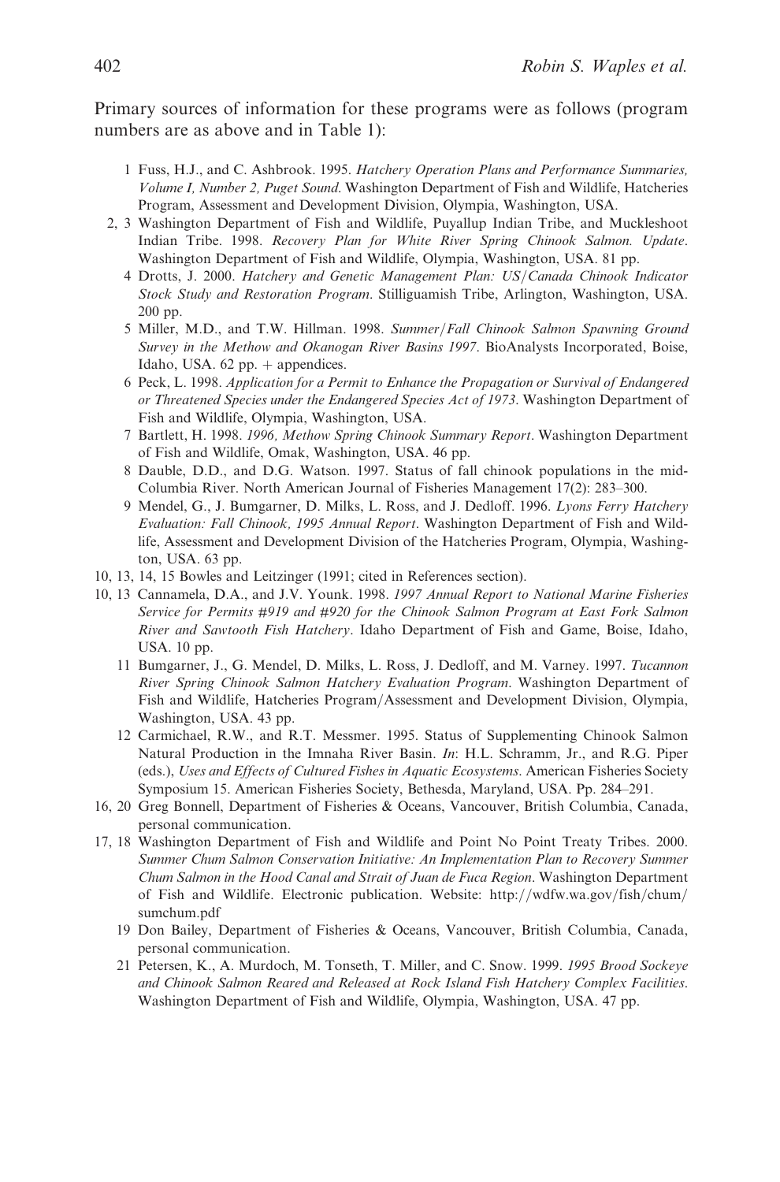Primary sources of information for these programs were as follows (program numbers are as above and in Table 1):

1 Fuss, H.J., and C. Ashbrook. 1995. *Hatchery Operation Plans and Performance Summaries, Volume I, Number 2, Puget Sound*. Washington Department of Fish and Wildlife, Hatcheries Program, Assessment and Development Division, Olympia, Washington, USA.

2, 3 Washington Department of Fish and Wildlife, Puyallup Indian Tribe, and Muckleshoot Indian Tribe. 1998. *Recovery Plan for White River Spring Chinook Salmon. Update*. Washington Department of Fish and Wildlife, Olympia, Washington, USA. 81 pp.

4 Drotts, J. 2000. *Hatchery and Genetic Management Plan: US/Canada Chinook Indicator Stock Study and Restoration Program*. Stilliguamish Tribe, Arlington, Washington, USA. 200 pp.

5 Miller, M.D., and T.W. Hillman. 1998. *Summer/Fall Chinook Salmon Spawning Ground Survey in the Methow and Okanogan River Basins 1997*. BioAnalysts Incorporated, Boise, Idaho, USA. 62 pp. + appendices.

6 Peck, L. 1998. *Application for a Permit to Enhance the Propagation or Survival of Endangered or Threatened Species under the Endangered Species Act of 1973*. Washington Department of Fish and Wildlife, Olympia, Washington, USA.

7 Bartlett, H. 1998. *1996, Methow Spring Chinook Summary Report*. Washington Department of Fish and Wildlife, Omak, Washington, USA. 46 pp.

8 Dauble, D.D., and D.G. Watson. 1997. Status of fall chinook populations in the mid-Columbia River. North American Journal of Fisheries Management 17(2): 283–300.

9 Mendel, G., J. Bumgarner, D. Milks, L. Ross, and J. Dedloff. 1996. *Lyons Ferry Hatchery Evaluation: Fall Chinook, 1995 Annual Report*. Washington Department of Fish and Wildlife, Assessment and Development Division of the Hatcheries Program, Olympia, Washington, USA. 63 pp.

10, 13, 14, 15 Bowles and Leitzinger (1991; cited in References section).

10, 13 Cannamela, D.A., and J.V. Younk. 1998. *1997 Annual Report to National Marine Fisheries Service for Permits #919 and #920 for the Chinook Salmon Program at East Fork Salmon River and Sawtooth Fish Hatchery*. Idaho Department of Fish and Game, Boise, Idaho, USA. 10 pp.

11 Bumgarner, J., G. Mendel, D. Milks, L. Ross, J. Dedloff, and M. Varney. 1997. *Tucannon River Spring Chinook Salmon Hatchery Evaluation Program*. Washington Department of Fish and Wildlife, Hatcheries Program/Assessment and Development Division, Olympia, Washington, USA. 43 pp.

12 Carmichael, R.W., and R.T. Messmer. 1995. Status of Supplementing Chinook Salmon Natural Production in the Imnaha River Basin. *In*: H.L. Schramm, Jr., and R.G. Piper (eds.), *Uses and Effects of Cultured Fishes in Aquatic Ecosystems*. American Fisheries Society Symposium 15. American Fisheries Society, Bethesda, Maryland, USA. Pp. 284–291.

16, 20 Greg Bonnell, Department of Fisheries & Oceans, Vancouver, British Columbia, Canada, personal communication.

17, 18 Washington Department of Fish and Wildlife and Point No Point Treaty Tribes. 2000. *Summer Chum Salmon Conservation Initiative: An Implementation Plan to Recovery Summer Chum Salmon in the Hood Canal and Strait of Juan de Fuca Region*. Washington Department of Fish and Wildlife. Electronic publication. Website: http://wdfw.wa.gov/fish/chum/sumchum.pdf

19 Don Bailey, Department of Fisheries & Oceans, Vancouver, British Columbia, Canada, personal communication.

21 Petersen, K., A. Murdoch, M. Tonseth, T. Miller, and C. Snow. 1999. *1995 Brood Sockeye and Chinook Salmon Reared and Released at Rock Island Fish Hatchery Complex Facilities*. Washington Department of Fish and Wildlife, Olympia, Washington, USA. 47 pp.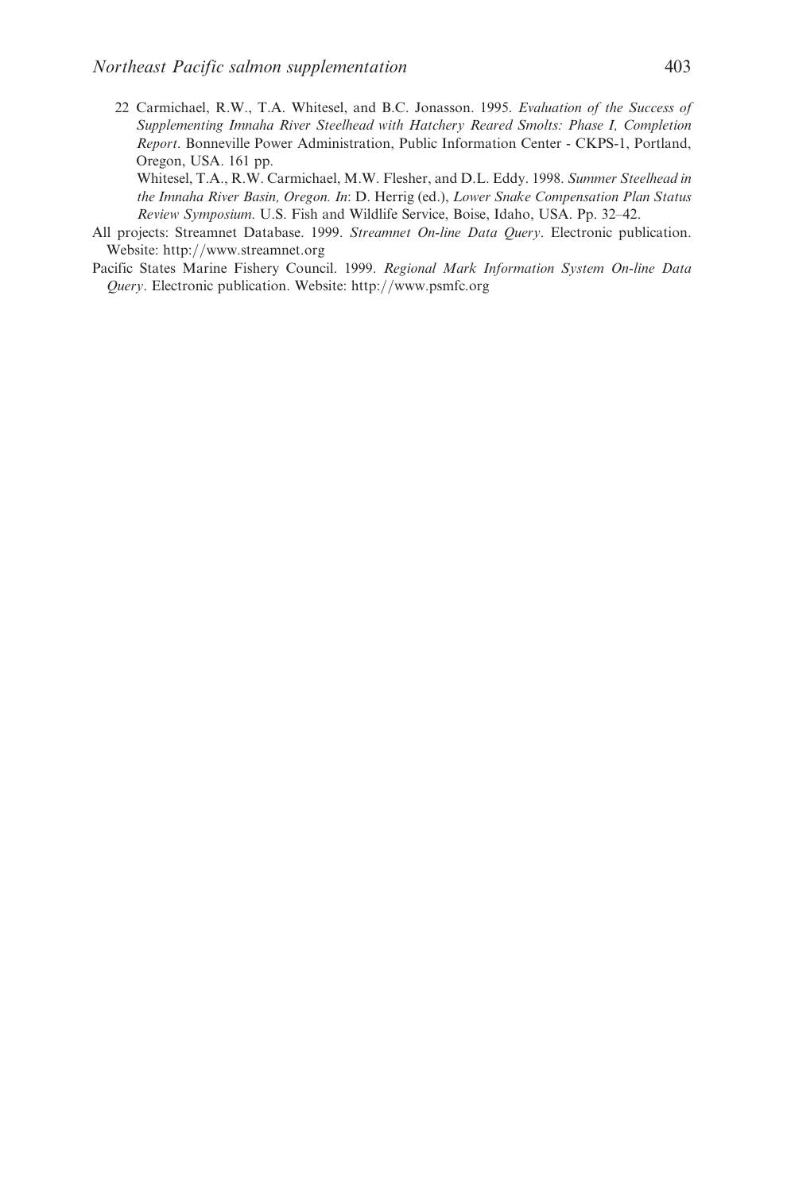22 Carmichael, R.W., T.A. Whitesel, and B.C. Jonasson. 1995. *Evaluation of the Success of Supplementing Imnaha River Steelhead with Hatchery Reared Smolts: Phase I, Completion Report*. Bonneville Power Administration, Public Information Center - CKPS-1, Portland, Oregon, USA. 161 pp.

Whitesel, T.A., R.W. Carmichael, M.W. Flesher, and D.L. Eddy. 1998. *Summer Steelhead in the Imnaha River Basin, Oregon. In*: D. Herrig (ed.), *Lower Snake Compensation Plan Status Review Symposium*. U.S. Fish and Wildlife Service, Boise, Idaho, USA. Pp. 32–42.

All projects: Streamnet Database. 1999. *Streamnet On-line Data Query*. Electronic publication. Website: http://www.streamnet.org

Pacific States Marine Fishery Council. 1999. *Regional Mark Information System On-line Data Query*. Electronic publication. Website: http://www.psmfc.org